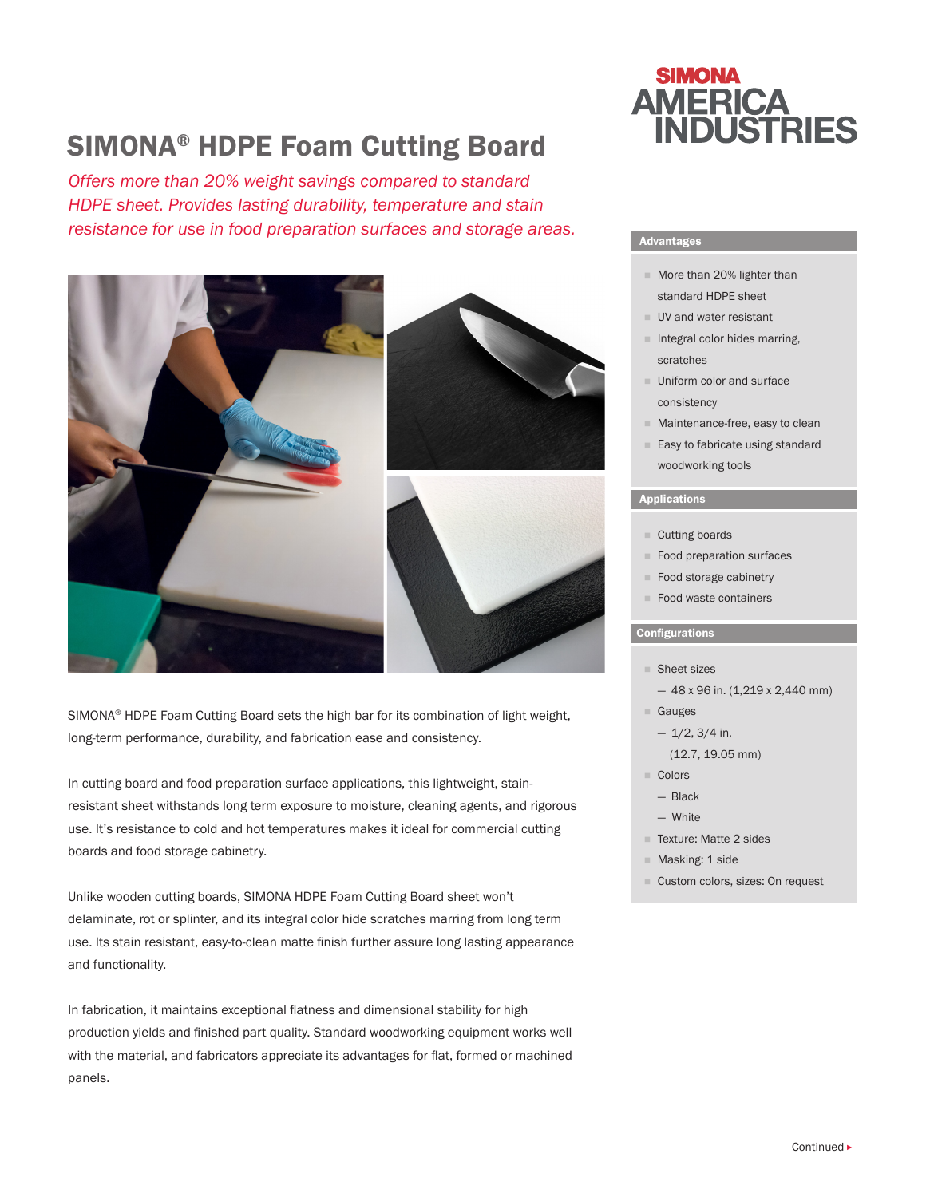# SIMONA® HDPE Foam Cutting Board

*Offers more than 20% weight savings compared to standard HDPE sheet. Provides lasting durability, temperature and stain resistance for use in food preparation surfaces and storage areas.*

SIMONA® HDPE Foam Cutting Board sets the high bar for its combination of light weight, long-term performance, durability, and fabrication ease and consistency.

In cutting board and food preparation surface applications, this lightweight, stain-resistant sheet withstands long term exposure to moisture, cleaning agents, and rigorous use. It's resistance to cold and hot temperatures makes it ideal for commercial cutting boards and food storage cabinetry.

Unlike wooden cutting boards, SIMONA HDPE Foam Cutting Board sheet won't delaminate, rot or splinter, and its integral color hide scratches marring from long term use. Its stain resistant, easy-to-clean matte finish further assure long lasting appearance and functionality.

In fabrication, it maintains exceptional flatness and dimensional stability for high production yields and finished part quality. Standard woodworking equipment works well with the material, and fabricators appreciate its advantages for flat, formed or machined panels.

## Advantages

- More than 20% lighter than standard HDPE sheet
- UV and water resistant
- Integral color hides marring, scratches
- Uniform color and surface consistency
- Maintenance-free, easy to clean
- Easy to fabricate using standard woodworking tools

## Applications

- Cutting boards
- Food preparation surfaces
- Food storage cabinetry
- Food waste containers

## Configurations

- Sheet sizes
  - 48 x 96 in. (1,219 x 2,440 mm)
- Gauges
  - 1/2, 3/4 in. (12.7, 19.05 mm)
- Colors
  - Black
  - White
- Texture: Matte 2 sides
- Masking: 1 side
- Custom colors, sizes: On request

Continued ▸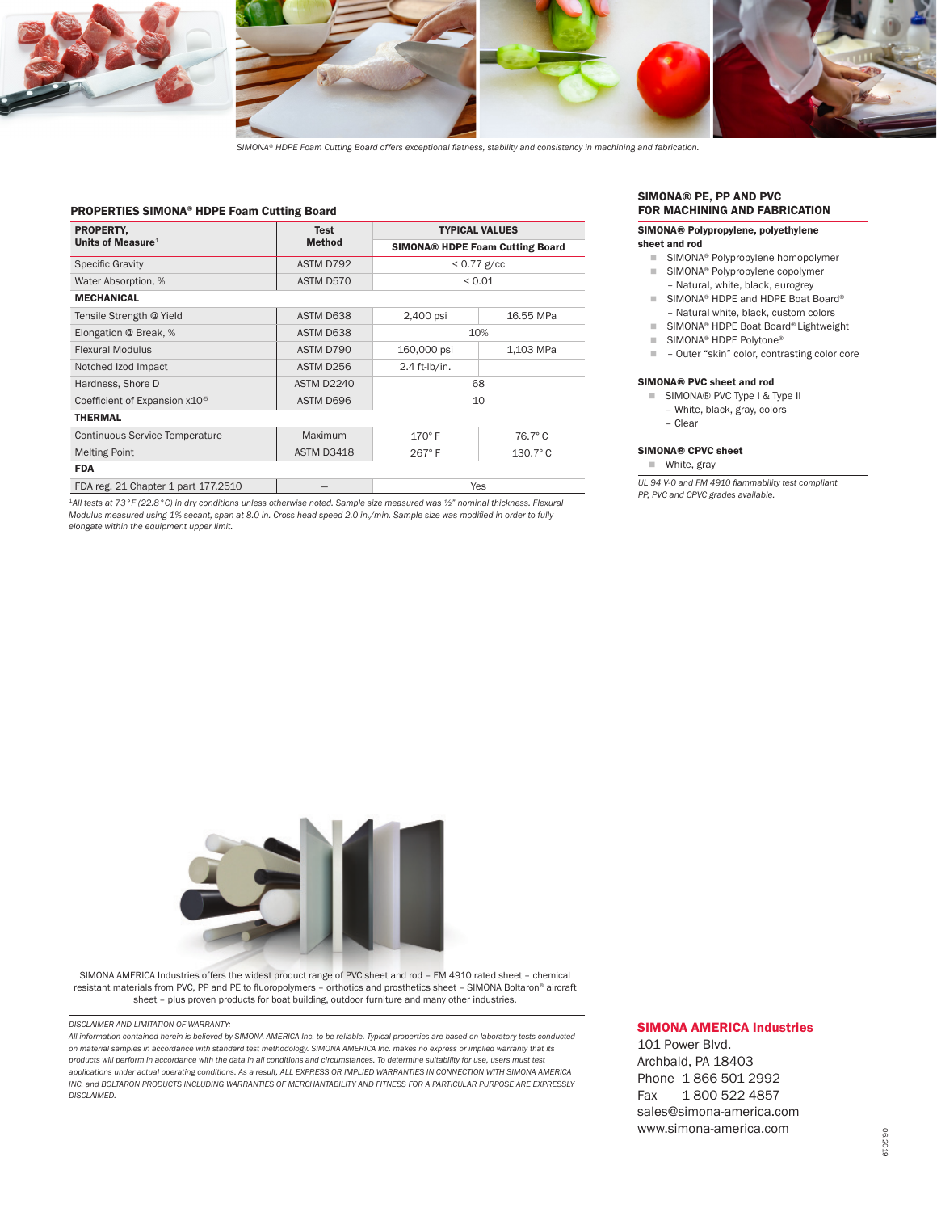SIMONA® HDPE Foam Cutting Board offers exceptional flatness, stability and consistency in machining and fabrication.

## PROPERTIES SIMONA® HDPE Foam Cutting Board

| PROPERTY, Units of Measure[1] | Test Method | TYPICAL VALUES | |
|---|---|---|---|
| | | SIMONA® HDPE Foam Cutting Board | |
| Specific Gravity | ASTM D792 | < 0.77 g/cc | |
| Water Absorption, % | ASTM D570 | < 0.01 | |
| **MECHANICAL** | | | |
| Tensile Strength @ Yield | ASTM D638 | 2,400 psi | 16.55 MPa |
| Elongation @ Break, % | ASTM D638 | 10% | |
| Flexural Modulus | ASTM D790 | 160,000 psi | 1,103 MPa |
| Notched Izod Impact | ASTM D256 | 2.4 ft-lb/in. | |
| Hardness, Shore D | ASTM D2240 | 68 | |
| Coefficient of Expansion x10$^{-5}$ | ASTM D696 | 10 | |
| **THERMAL** | | | |
| Continuous Service Temperature | Maximum | 170° F | 76.7° C |
| Melting Point | ASTM D3418 | 267° F | 130.7° C |
| **FDA** | | | |
| FDA reg. 21 Chapter 1 part 177.2510 | – | Yes | |

[1]*All tests at 73°F (22.8°C) in dry conditions unless otherwise noted. Sample size measured was ½" nominal thickness. Flexural Modulus measured using 1% secant, span at 8.0 in. Cross head speed 2.0 in./min. Sample size was modified in order to fully elongate within the equipment upper limit.*

## SIMONA® PE, PP AND PVC FOR MACHINING AND FABRICATION

**SIMONA® Polypropylene, polyethylene sheet and rod**

- SIMONA® Polypropylene homopolymer
- SIMONA® Polypropylene copolymer
  - Natural, white, black, eurogrey
- SIMONA® HDPE and HDPE Boat Board®
  - Natural white, black, custom colors
- SIMONA® HDPE Boat Board® Lightweight
- SIMONA® HDPE Polytone®
- – Outer "skin" color, contrasting color core

**SIMONA® PVC sheet and rod**

- SIMONA® PVC Type I & Type II
  - White, black, gray, colors
  - Clear

**SIMONA® CPVC sheet**

- White, gray

*UL 94 V-0 and FM 4910 flammability test compliant PP, PVC and CPVC grades available.*

SIMONA AMERICA Industries offers the widest product range of PVC sheet and rod – FM 4910 rated sheet – chemical resistant materials from PVC, PP and PE to fluoropolymers – orthotics and prosthetics sheet – SIMONA Boltaron® aircraft sheet – plus proven products for boat building, outdoor furniture and many other industries.

*DISCLAIMER AND LIMITATION OF WARRANTY:*

*All information contained herein is believed by SIMONA AMERICA Inc. to be reliable. Typical properties are based on laboratory tests conducted on material samples in accordance with standard test methodology. SIMONA AMERICA Inc. makes no express or implied warranty that its products will perform in accordance with the data in all conditions and circumstances. To determine suitability for use, users must test applications under actual operating conditions. As a result, ALL EXPRESS OR IMPLIED WARRANTIES IN CONNECTION WITH SIMONA AMERICA INC. and BOLTARON PRODUCTS INCLUDING WARRANTIES OF MERCHANTABILITY AND FITNESS FOR A PARTICULAR PURPOSE ARE EXPRESSLY DISCLAIMED.*

**SIMONA AMERICA Industries**
101 Power Blvd.
Archbald, PA 18403
Phone 1 866 501 2992
Fax 1 800 522 4857
sales@simona-america.com
www.simona-america.com

06.2019